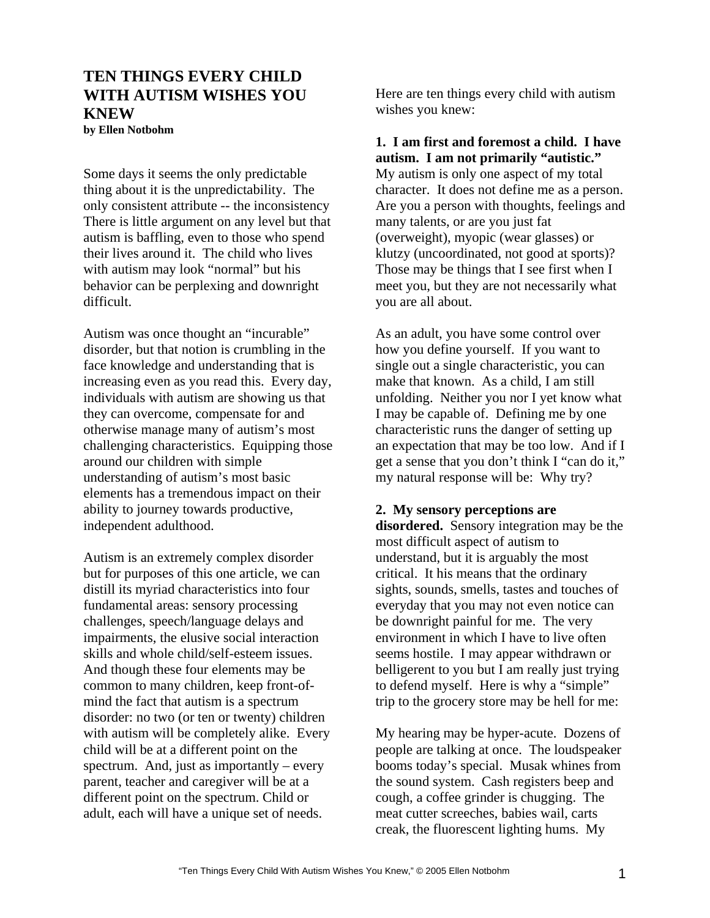# TEN THINGS EVERY CHILD WITH AUTISM WISHES YOU KNEW

**by Ellen Notbohm**

Some days it seems the only predictable thing about it is the unpredictability. The only consistent attribute -- the inconsistency There is little argument on any level but that autism is baffling, even to those who spend their lives around it. The child who lives with autism may look "normal" but his behavior can be perplexing and downright difficult.

Autism was once thought an "incurable" disorder, but that notion is crumbling in the face knowledge and understanding that is increasing even as you read this. Every day, individuals with autism are showing us that they can overcome, compensate for and otherwise manage many of autism's most challenging characteristics. Equipping those around our children with simple understanding of autism's most basic elements has a tremendous impact on their ability to journey towards productive, independent adulthood.

Autism is an extremely complex disorder but for purposes of this one article, we can distill its myriad characteristics into four fundamental areas: sensory processing challenges, speech/language delays and impairments, the elusive social interaction skills and whole child/self-esteem issues. And though these four elements may be common to many children, keep front-of-mind the fact that autism is a spectrum disorder: no two (or ten or twenty) children with autism will be completely alike. Every child will be at a different point on the spectrum. And, just as importantly – every parent, teacher and caregiver will be at a different point on the spectrum. Child or adult, each will have a unique set of needs.

Here are ten things every child with autism wishes you knew:

**1. I am first and foremost a child. I have autism. I am not primarily "autistic."** My autism is only one aspect of my total character. It does not define me as a person. Are you a person with thoughts, feelings and many talents, or are you just fat (overweight), myopic (wear glasses) or klutzy (uncoordinated, not good at sports)? Those may be things that I see first when I meet you, but they are not necessarily what you are all about.

As an adult, you have some control over how you define yourself. If you want to single out a single characteristic, you can make that known. As a child, I am still unfolding. Neither you nor I yet know what I may be capable of. Defining me by one characteristic runs the danger of setting up an expectation that may be too low. And if I get a sense that you don't think I "can do it," my natural response will be: Why try?

**2. My sensory perceptions are disordered.** Sensory integration may be the most difficult aspect of autism to understand, but it is arguably the most critical. It his means that the ordinary sights, sounds, smells, tastes and touches of everyday that you may not even notice can be downright painful for me. The very environment in which I have to live often seems hostile. I may appear withdrawn or belligerent to you but I am really just trying to defend myself. Here is why a "simple" trip to the grocery store may be hell for me:

My hearing may be hyper-acute. Dozens of people are talking at once. The loudspeaker booms today's special. Musak whines from the sound system. Cash registers beep and cough, a coffee grinder is chugging. The meat cutter screeches, babies wail, carts creak, the fluorescent lighting hums. My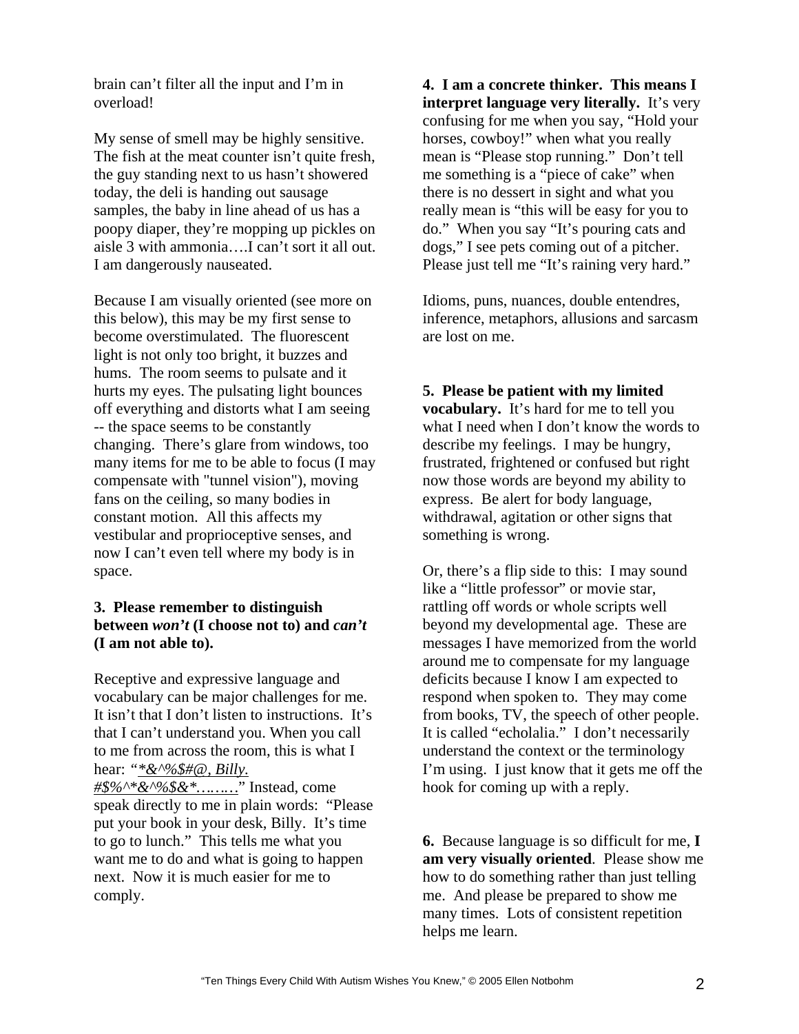brain can't filter all the input and I'm in overload!

My sense of smell may be highly sensitive. The fish at the meat counter isn't quite fresh, the guy standing next to us hasn't showered today, the deli is handing out sausage samples, the baby in line ahead of us has a poopy diaper, they're mopping up pickles on aisle 3 with ammonia….I can't sort it all out. I am dangerously nauseated.

Because I am visually oriented (see more on this below), this may be my first sense to become overstimulated. The fluorescent light is not only too bright, it buzzes and hums. The room seems to pulsate and it hurts my eyes. The pulsating light bounces off everything and distorts what I am seeing -- the space seems to be constantly changing. There's glare from windows, too many items for me to be able to focus (I may compensate with "tunnel vision"), moving fans on the ceiling, so many bodies in constant motion. All this affects my vestibular and proprioceptive senses, and now I can't even tell where my body is in space.

**3. Please remember to distinguish between *won't* (I choose not to) and *can't* (I am not able to).**

Receptive and expressive language and vocabulary can be major challenges for me. It isn't that I don't listen to instructions. It's that I can't understand you. When you call to me from across the room, this is what I hear: "*&^%$#@, Billy. #$%^*&^%$&*………" Instead, come speak directly to me in plain words: "Please put your book in your desk, Billy. It's time to go to lunch." This tells me what you want me to do and what is going to happen next. Now it is much easier for me to comply.

**4. I am a concrete thinker. This means I interpret language very literally.** It's very confusing for me when you say, "Hold your horses, cowboy!" when what you really mean is "Please stop running." Don't tell me something is a "piece of cake" when there is no dessert in sight and what you really mean is "this will be easy for you to do." When you say "It's pouring cats and dogs," I see pets coming out of a pitcher. Please just tell me "It's raining very hard."

Idioms, puns, nuances, double entendres, inference, metaphors, allusions and sarcasm are lost on me.

**5. Please be patient with my limited vocabulary.** It's hard for me to tell you what I need when I don't know the words to describe my feelings. I may be hungry, frustrated, frightened or confused but right now those words are beyond my ability to express. Be alert for body language, withdrawal, agitation or other signs that something is wrong.

Or, there's a flip side to this: I may sound like a "little professor" or movie star, rattling off words or whole scripts well beyond my developmental age. These are messages I have memorized from the world around me to compensate for my language deficits because I know I am expected to respond when spoken to. They may come from books, TV, the speech of other people. It is called "echolalia." I don't necessarily understand the context or the terminology I'm using. I just know that it gets me off the hook for coming up with a reply.

**6.** Because language is so difficult for me, **I am very visually oriented**. Please show me how to do something rather than just telling me. And please be prepared to show me many times. Lots of consistent repetition helps me learn.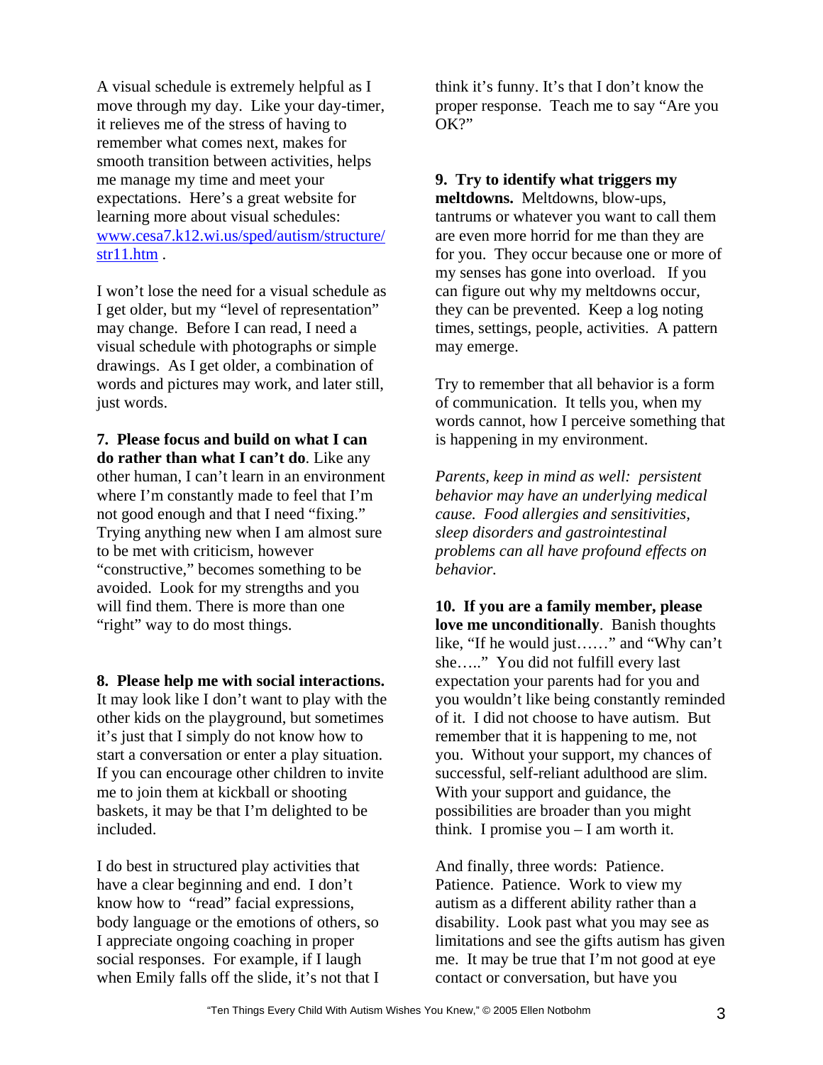A visual schedule is extremely helpful as I move through my day. Like your day-timer, it relieves me of the stress of having to remember what comes next, makes for smooth transition between activities, helps me manage my time and meet your expectations. Here's a great website for learning more about visual schedules: [www.cesa7.k12.wi.us/sped/autism/structure/str11.htm](www.cesa7.k12.wi.us/sped/autism/structure/str11.htm) .

I won't lose the need for a visual schedule as I get older, but my "level of representation" may change. Before I can read, I need a visual schedule with photographs or simple drawings. As I get older, a combination of words and pictures may work, and later still, just words.

**7. Please focus and build on what I can do rather than what I can't do**. Like any other human, I can't learn in an environment where I'm constantly made to feel that I'm not good enough and that I need "fixing." Trying anything new when I am almost sure to be met with criticism, however "constructive," becomes something to be avoided. Look for my strengths and you will find them. There is more than one "right" way to do most things.

**8. Please help me with social interactions.** It may look like I don't want to play with the other kids on the playground, but sometimes it's just that I simply do not know how to start a conversation or enter a play situation. If you can encourage other children to invite me to join them at kickball or shooting baskets, it may be that I'm delighted to be included.

I do best in structured play activities that have a clear beginning and end. I don't know how to "read" facial expressions, body language or the emotions of others, so I appreciate ongoing coaching in proper social responses. For example, if I laugh when Emily falls off the slide, it's not that I think it's funny. It's that I don't know the proper response. Teach me to say "Are you OK?"

**9. Try to identify what triggers my meltdowns.** Meltdowns, blow-ups, tantrums or whatever you want to call them are even more horrid for me than they are for you. They occur because one or more of my senses has gone into overload. If you can figure out why my meltdowns occur, they can be prevented. Keep a log noting times, settings, people, activities. A pattern may emerge.

Try to remember that all behavior is a form of communication. It tells you, when my words cannot, how I perceive something that is happening in my environment.

*Parents, keep in mind as well: persistent behavior may have an underlying medical cause. Food allergies and sensitivities, sleep disorders and gastrointestinal problems can all have profound effects on behavior.*

**10. If you are a family member, please love me unconditionally**. Banish thoughts like, "If he would just……" and "Why can't she….." You did not fulfill every last expectation your parents had for you and you wouldn't like being constantly reminded of it. I did not choose to have autism. But remember that it is happening to me, not you. Without your support, my chances of successful, self-reliant adulthood are slim. With your support and guidance, the possibilities are broader than you might think. I promise you – I am worth it.

And finally, three words: Patience. Patience. Patience. Work to view my autism as a different ability rather than a disability. Look past what you may see as limitations and see the gifts autism has given me. It may be true that I'm not good at eye contact or conversation, but have you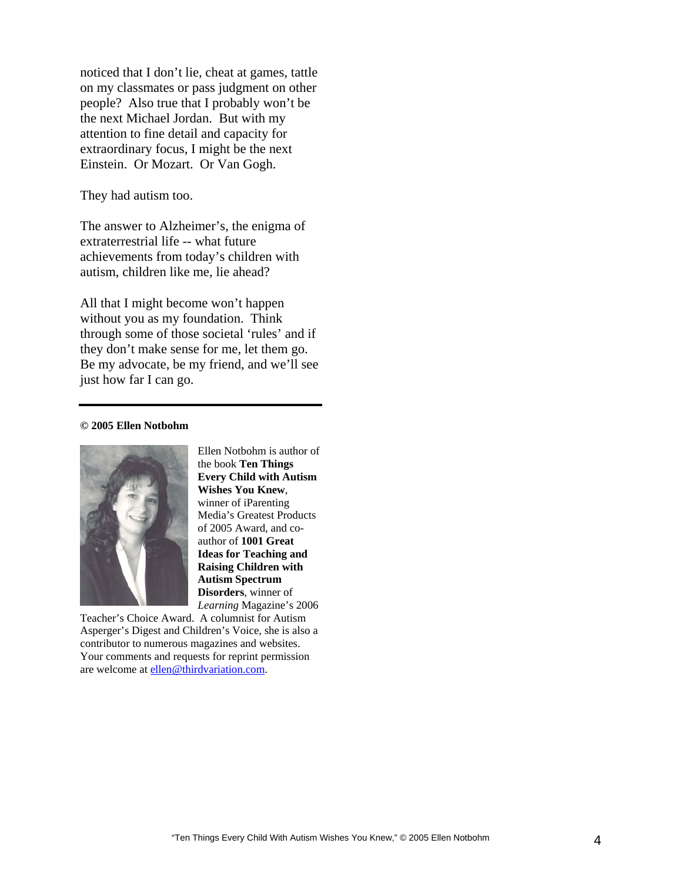noticed that I don't lie, cheat at games, tattle on my classmates or pass judgment on other people? Also true that I probably won't be the next Michael Jordan. But with my attention to fine detail and capacity for extraordinary focus, I might be the next Einstein. Or Mozart. Or Van Gogh.

They had autism too.

The answer to Alzheimer's, the enigma of extraterrestrial life -- what future achievements from today's children with autism, children like me, lie ahead?

All that I might become won't happen without you as my foundation. Think through some of those societal 'rules' and if they don't make sense for me, let them go. Be my advocate, be my friend, and we'll see just how far I can go.

---

**© 2005 Ellen Notbohm**

Ellen Notbohm is author of the book **Ten Things Every Child with Autism Wishes You Knew**, winner of iParenting Media's Greatest Products of 2005 Award, and co-author of **1001 Great Ideas for Teaching and Raising Children with Autism Spectrum Disorders**, winner of *Learning* Magazine's 2006 Teacher's Choice Award. A columnist for Autism Asperger's Digest and Children's Voice, she is also a contributor to numerous magazines and websites. Your comments and requests for reprint permission are welcome at ellen@thirdvariation.com.